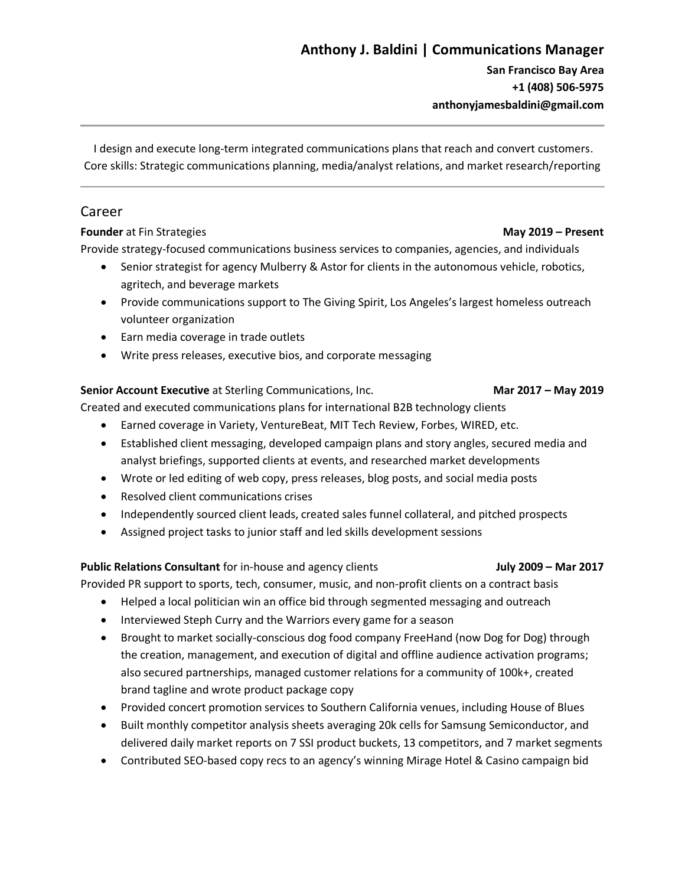# Anthony J. Baldini | Communications Manager

**San Francisco Bay Area**
**+1 (408) 506-5975**
**anthonyjamesbaldini@gmail.com**

---

I design and execute long-term integrated communications plans that reach and convert customers.
Core skills: Strategic communications planning, media/analyst relations, and market research/reporting

---

## Career

**Founder** at Fin Strategies — **May 2019 – Present**

Provide strategy-focused communications business services to companies, agencies, and individuals

- Senior strategist for agency Mulberry & Astor for clients in the autonomous vehicle, robotics, agritech, and beverage markets
- Provide communications support to The Giving Spirit, Los Angeles's largest homeless outreach volunteer organization
- Earn media coverage in trade outlets
- Write press releases, executive bios, and corporate messaging

**Senior Account Executive** at Sterling Communications, Inc. — **Mar 2017 – May 2019**

Created and executed communications plans for international B2B technology clients

- Earned coverage in Variety, VentureBeat, MIT Tech Review, Forbes, WIRED, etc.
- Established client messaging, developed campaign plans and story angles, secured media and analyst briefings, supported clients at events, and researched market developments
- Wrote or led editing of web copy, press releases, blog posts, and social media posts
- Resolved client communications crises
- Independently sourced client leads, created sales funnel collateral, and pitched prospects
- Assigned project tasks to junior staff and led skills development sessions

**Public Relations Consultant** for in-house and agency clients — **July 2009 – Mar 2017**

Provided PR support to sports, tech, consumer, music, and non-profit clients on a contract basis

- Helped a local politician win an office bid through segmented messaging and outreach
- Interviewed Steph Curry and the Warriors every game for a season
- Brought to market socially-conscious dog food company FreeHand (now Dog for Dog) through the creation, management, and execution of digital and offline audience activation programs; also secured partnerships, managed customer relations for a community of 100k+, created brand tagline and wrote product package copy
- Provided concert promotion services to Southern California venues, including House of Blues
- Built monthly competitor analysis sheets averaging 20k cells for Samsung Semiconductor, and delivered daily market reports on 7 SSI product buckets, 13 competitors, and 7 market segments
- Contributed SEO-based copy recs to an agency's winning Mirage Hotel & Casino campaign bid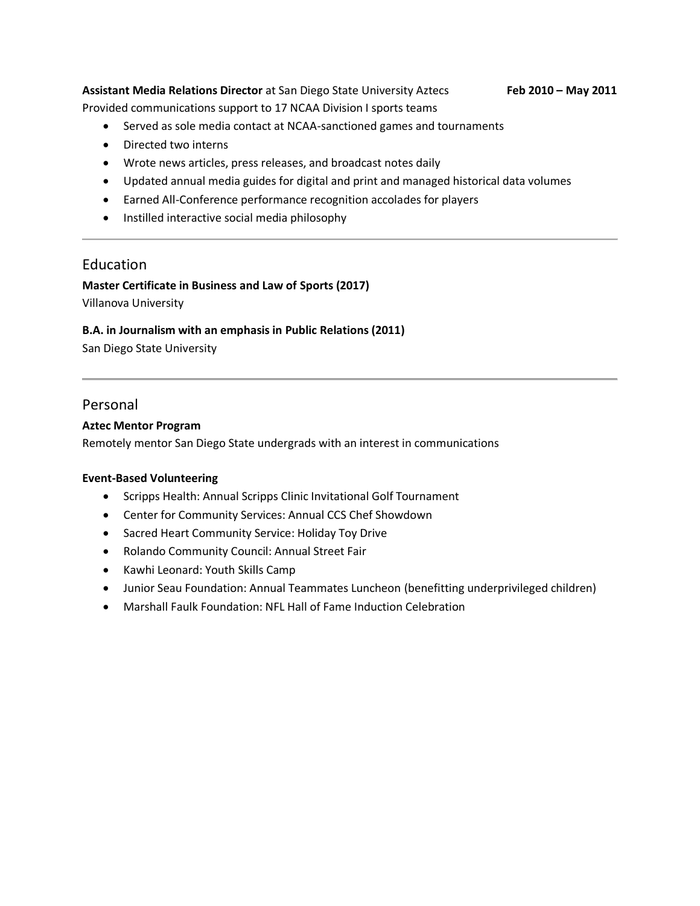**Assistant Media Relations Director** at San Diego State University Aztecs **Feb 2010 – May 2011**

Provided communications support to 17 NCAA Division I sports teams

- Served as sole media contact at NCAA-sanctioned games and tournaments
- Directed two interns
- Wrote news articles, press releases, and broadcast notes daily
- Updated annual media guides for digital and print and managed historical data volumes
- Earned All-Conference performance recognition accolades for players
- Instilled interactive social media philosophy

---

## Education

**Master Certificate in Business and Law of Sports (2017)**
Villanova University

**B.A. in Journalism with an emphasis in Public Relations (2011)**
San Diego State University

---

## Personal

**Aztec Mentor Program**
Remotely mentor San Diego State undergrads with an interest in communications

**Event-Based Volunteering**

- Scripps Health: Annual Scripps Clinic Invitational Golf Tournament
- Center for Community Services: Annual CCS Chef Showdown
- Sacred Heart Community Service: Holiday Toy Drive
- Rolando Community Council: Annual Street Fair
- Kawhi Leonard: Youth Skills Camp
- Junior Seau Foundation: Annual Teammates Luncheon (benefitting underprivileged children)
- Marshall Faulk Foundation: NFL Hall of Fame Induction Celebration